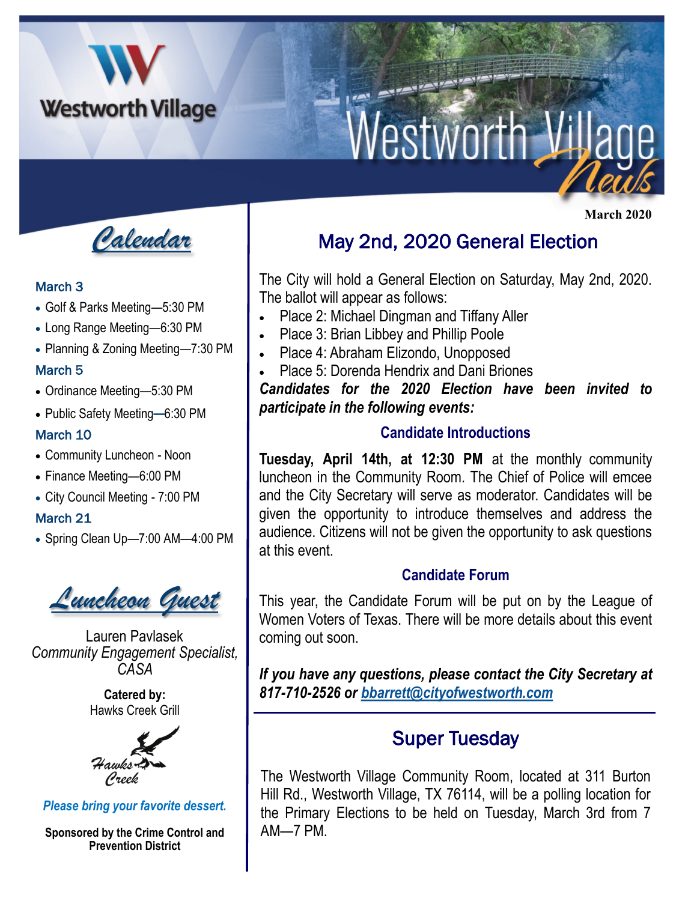# Westworth Village News

March 2020

## Calendar

### March 3

- Golf & Parks Meeting—5:30 PM
- Long Range Meeting—6:30 PM
- Planning & Zoning Meeting—7:30 PM

### March 5

- Ordinance Meeting—5:30 PM
- Public Safety Meeting—6:30 PM

### March 10

- Community Luncheon - Noon
- Finance Meeting—6:00 PM
- City Council Meeting - 7:00 PM

### March 21

- Spring Clean Up—7:00 AM—4:00 PM

## Luncheon Guest

Lauren Pavlasek
*Community Engagement Specialist, CASA*

**Catered by:**
Hawks Creek Grill

*Please bring your favorite dessert.*

**Sponsored by the Crime Control and Prevention District**

## May 2nd, 2020 General Election

The City will hold a General Election on Saturday, May 2nd, 2020. The ballot will appear as follows:

- Place 2: Michael Dingman and Tiffany Aller
- Place 3: Brian Libbey and Phillip Poole
- Place 4: Abraham Elizondo, Unopposed
- Place 5: Dorenda Hendrix and Dani Briones

***Candidates for the 2020 Election have been invited to participate in the following events:***

### Candidate Introductions

**Tuesday, April 14th, at 12:30 PM** at the monthly community luncheon in the Community Room. The Chief of Police will emcee and the City Secretary will serve as moderator. Candidates will be given the opportunity to introduce themselves and address the audience. Citizens will not be given the opportunity to ask questions at this event.

### Candidate Forum

This year, the Candidate Forum will be put on by the League of Women Voters of Texas. There will be more details about this event coming out soon.

***If you have any questions, please contact the City Secretary at 817-710-2526 or bbarrett@cityofwestworth.com***

## Super Tuesday

The Westworth Village Community Room, located at 311 Burton Hill Rd., Westworth Village, TX 76114, will be a polling location for the Primary Elections to be held on Tuesday, March 3rd from 7 AM—7 PM.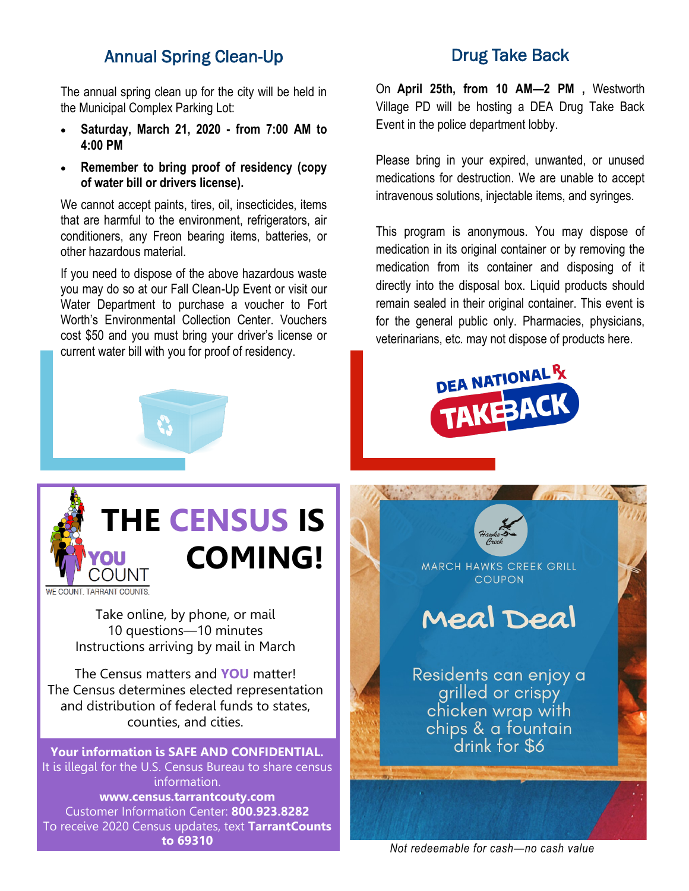## Annual Spring Clean-Up

The annual spring clean up for the city will be held in the Municipal Complex Parking Lot:

- **Saturday, March 21, 2020 - from 7:00 AM to 4:00 PM**
- **Remember to bring proof of residency (copy of water bill or drivers license).**

We cannot accept paints, tires, oil, insecticides, items that are harmful to the environment, refrigerators, air conditioners, any Freon bearing items, batteries, or other hazardous material.

If you need to dispose of the above hazardous waste you may do so at our Fall Clean-Up Event or visit our Water Department to purchase a voucher to Fort Worth's Environmental Collection Center. Vouchers cost $50 and you must bring your driver's license or current water bill with you for proof of residency.

## Drug Take Back

On **April 25th, from 10 AM—2 PM ,** Westworth Village PD will be hosting a DEA Drug Take Back Event in the police department lobby.

Please bring in your expired, unwanted, or unused medications for destruction. We are unable to accept intravenous solutions, injectable items, and syringes.

This program is anonymous. You may dispose of medication in its original container or by removing the medication from its container and disposing of it directly into the disposal box. Liquid products should remain sealed in their original container. This event is for the general public only. Pharmacies, physicians, veterinarians, etc. may not dispose of products here.

DEA NATIONAL Rx TAKEBACK

## THE CENSUS IS COMING!

YOU COUNT

WE COUNT. TARRANT COUNTS.

Take online, by phone, or mail
10 questions—10 minutes
Instructions arriving by mail in March

The Census matters and **YOU** matter!
The Census determines elected representation and distribution of federal funds to states, counties, and cities.

**Your information is SAFE AND CONFIDENTIAL.**
It is illegal for the U.S. Census Bureau to share census information.
**www.census.tarrantcouty.com**
Customer Information Center: **800.923.8282**
To receive 2020 Census updates, text **TarrantCounts to 69310**

Hawks Creek

MARCH HAWKS CREEK GRILL COUPON

## Meal Deal

Residents can enjoy a grilled or crispy chicken wrap with chips & a fountain drink for $6

*Not redeemable for cash—no cash value*